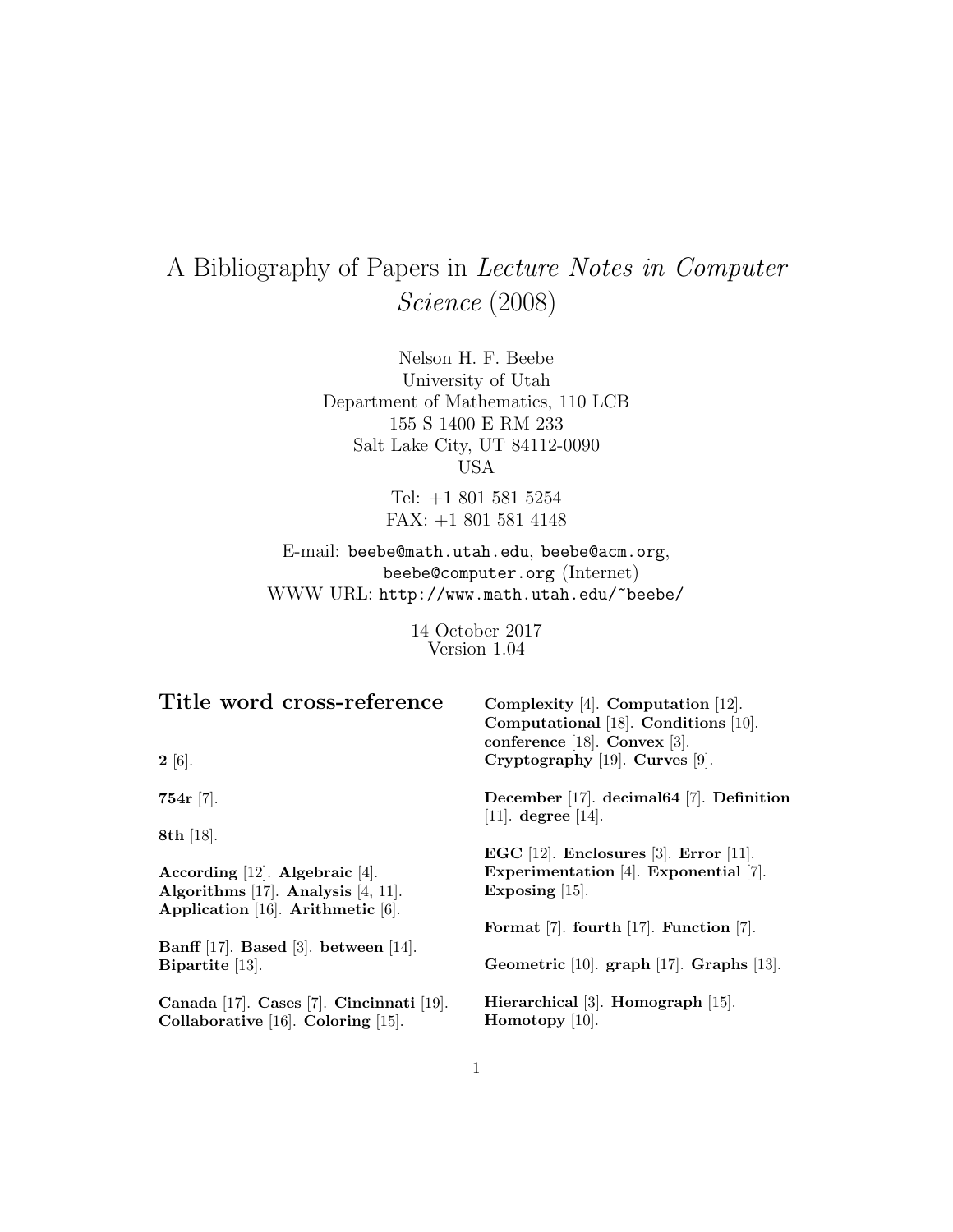# A Bibliography of Papers in *Lecture Notes in Computer Science* (2008)

Nelson H. F. Beebe
University of Utah
Department of Mathematics, 110 LCB
155 S 1400 E RM 233
Salt Lake City, UT 84112-0090
USA

Tel: +1 801 581 5254
FAX: +1 801 581 4148

E-mail: `beebe@math.utah.edu`, `beebe@acm.org`, `beebe@computer.org` (Internet)
WWW URL: `http://www.math.utah.edu/~beebe/`

14 October 2017
Version 1.04

## Title word cross-reference

**2** [6].

**754r** [7].

**8th** [18].

**According** [12]. **Algebraic** [4]. **Algorithms** [17]. **Analysis** [4, 11]. **Application** [16]. **Arithmetic** [6].

**Banff** [17]. **Based** [3]. **between** [14]. **Bipartite** [13].

**Canada** [17]. **Cases** [7]. **Cincinnati** [19]. **Collaborative** [16]. **Coloring** [15]. **Complexity** [4]. **Computation** [12]. **Computational** [18]. **Conditions** [10]. **conference** [18]. **Convex** [3]. **Cryptography** [19]. **Curves** [9].

**December** [17]. **decimal64** [7]. **Definition** [11]. **degree** [14].

**EGC** [12]. **Enclosures** [3]. **Error** [11]. **Experimentation** [4]. **Exponential** [7]. **Exposing** [15].

**Format** [7]. **fourth** [17]. **Function** [7].

**Geometric** [10]. **graph** [17]. **Graphs** [13].

**Hierarchical** [3]. **Homograph** [15]. **Homotopy** [10].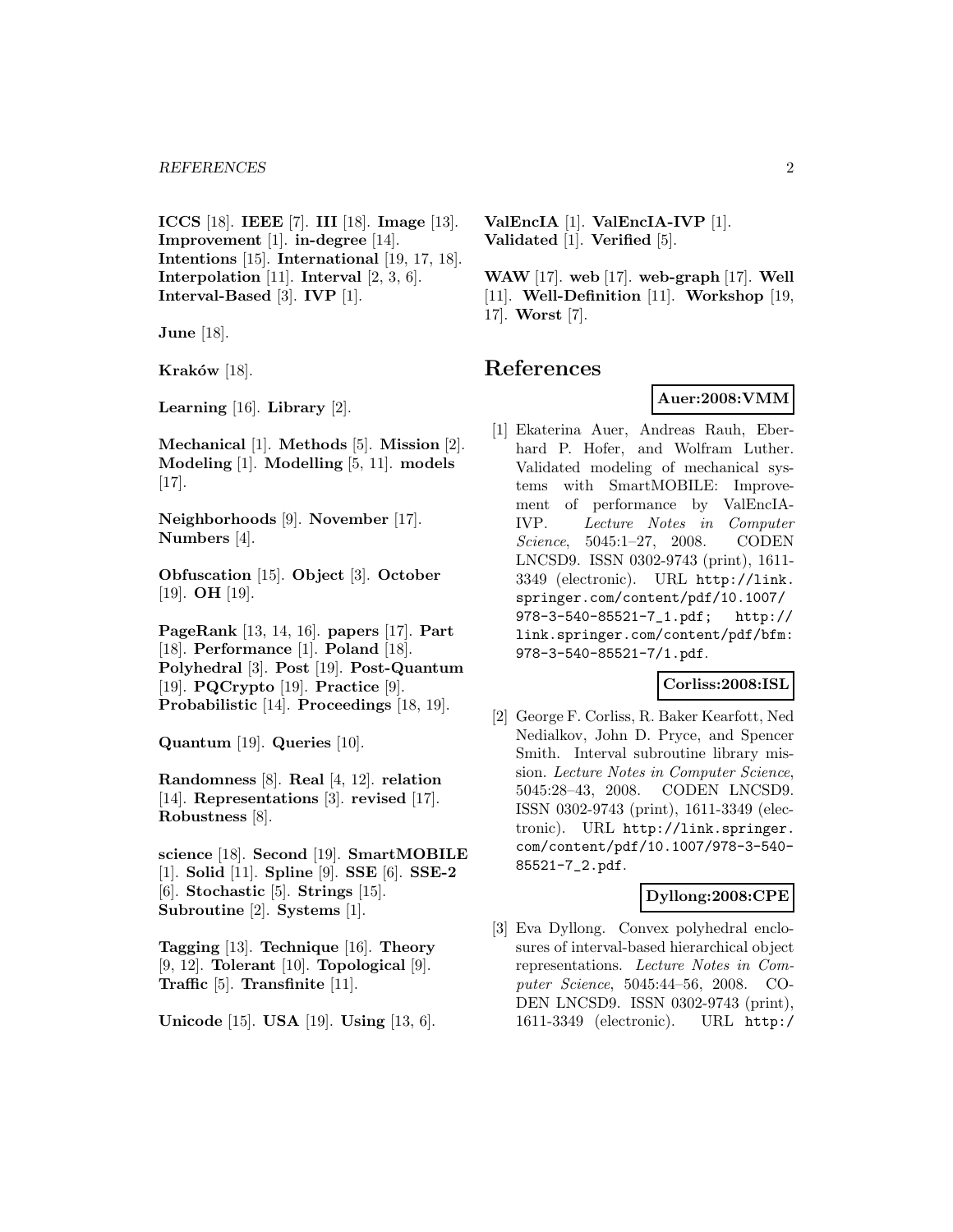**ICCS** [18]. **IEEE** [7]. **III** [18]. **Image** [13]. **Improvement** [1]. **in-degree** [14]. **Intentions** [15]. **International** [19, 17, 18]. **Interpolation** [11]. **Interval** [2, 3, 6]. **Interval-Based** [3]. **IVP** [1].

**June** [18].

**Kraków** [18].

**Learning** [16]. **Library** [2].

**Mechanical** [1]. **Methods** [5]. **Mission** [2]. **Modeling** [1]. **Modelling** [5, 11]. **models** [17].

**Neighborhoods** [9]. **November** [17]. **Numbers** [4].

**Obfuscation** [15]. **Object** [3]. **October** [19]. **OH** [19].

**PageRank** [13, 14, 16]. **papers** [17]. **Part** [18]. **Performance** [1]. **Poland** [18]. **Polyhedral** [3]. **Post** [19]. **Post-Quantum** [19]. **PQCrypto** [19]. **Practice** [9]. **Probabilistic** [14]. **Proceedings** [18, 19].

**Quantum** [19]. **Queries** [10].

**Randomness** [8]. **Real** [4, 12]. **relation** [14]. **Representations** [3]. **revised** [17]. **Robustness** [8].

**science** [18]. **Second** [19]. **SmartMOBILE** [1]. **Solid** [11]. **Spline** [9]. **SSE** [6]. **SSE-2** [6]. **Stochastic** [5]. **Strings** [15]. **Subroutine** [2]. **Systems** [1].

**Tagging** [13]. **Technique** [16]. **Theory** [9, 12]. **Tolerant** [10]. **Topological** [9]. **Traffic** [5]. **Transfinite** [11].

**Unicode** [15]. **USA** [19]. **Using** [13, 6].

**ValEncIA** [1]. **ValEncIA-IVP** [1]. **Validated** [1]. **Verified** [5].

**WAW** [17]. **web** [17]. **web-graph** [17]. **Well** [11]. **Well-Definition** [11]. **Workshop** [19, 17]. **Worst** [7].

# References

**Auer:2008:VMM**

[1] Ekaterina Auer, Andreas Rauh, Eberhard P. Hofer, and Wolfram Luther. Validated modeling of mechanical systems with SmartMOBILE: Improvement of performance by ValEncIA-IVP. *Lecture Notes in Computer Science*, 5045:1–27, 2008. CODEN LNCSD9. ISSN 0302-9743 (print), 1611-3349 (electronic). URL `http://link.springer.com/content/pdf/10.1007/978-3-540-85521-7_1.pdf`; `http://link.springer.com/content/pdf/bfm:978-3-540-85521-7/1.pdf`.

**Corliss:2008:ISL**

[2] George F. Corliss, R. Baker Kearfott, Ned Nedialkov, John D. Pryce, and Spencer Smith. Interval subroutine library mission. *Lecture Notes in Computer Science*, 5045:28–43, 2008. CODEN LNCSD9. ISSN 0302-9743 (print), 1611-3349 (electronic). URL `http://link.springer.com/content/pdf/10.1007/978-3-540-85521-7_2.pdf`.

**Dyllong:2008:CPE**

[3] Eva Dyllong. Convex polyhedral enclosures of interval-based hierarchical object representations. *Lecture Notes in Computer Science*, 5045:44–56, 2008. CODEN LNCSD9. ISSN 0302-9743 (print), 1611-3349 (electronic). URL `http:/`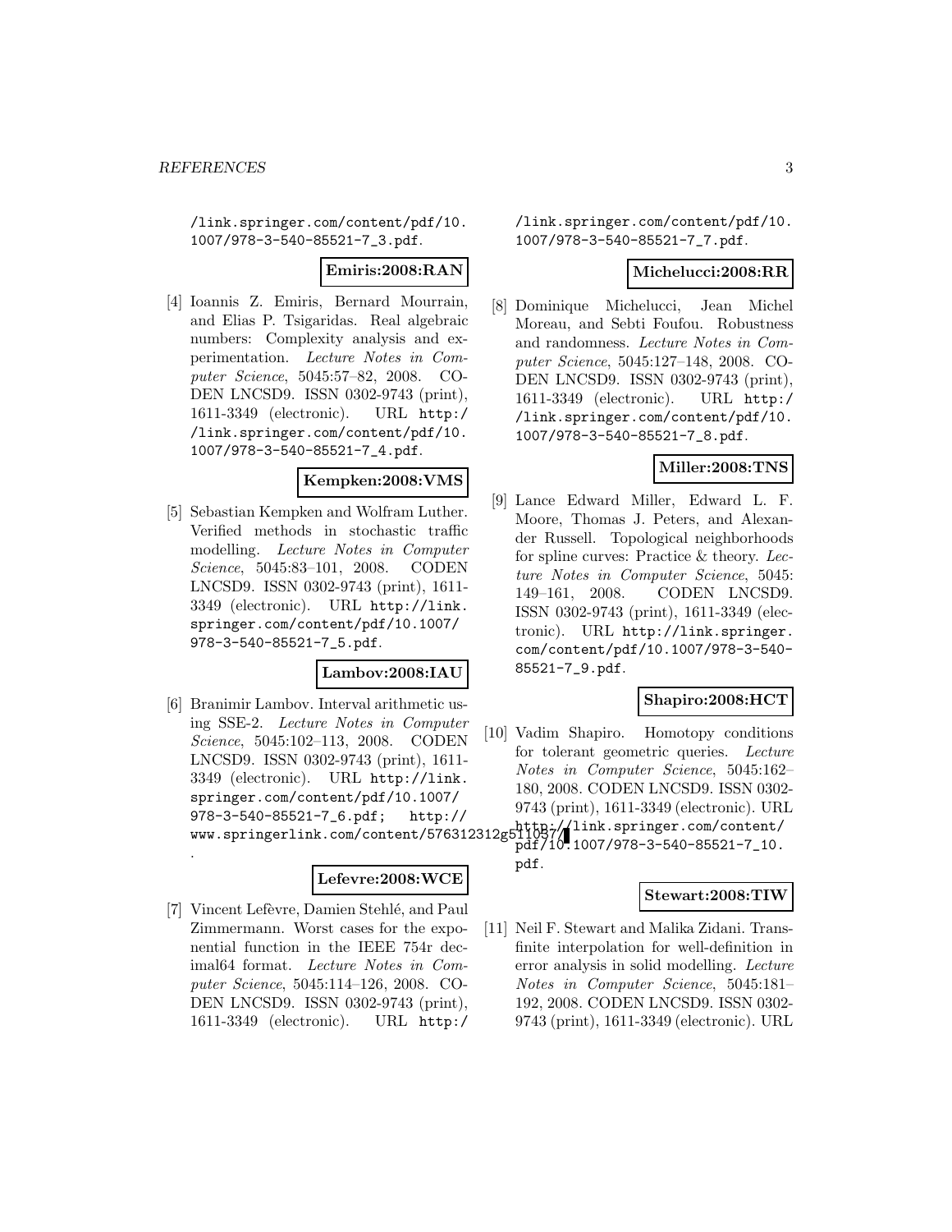/link.springer.com/content/pdf/10.1007/978-3-540-85521-7_3.pdf.

**Emiris:2008:RAN**

[4] Ioannis Z. Emiris, Bernard Mourrain, and Elias P. Tsigaridas. Real algebraic numbers: Complexity analysis and experimentation. *Lecture Notes in Computer Science*, 5045:57–82, 2008. CODEN LNCSD9. ISSN 0302-9743 (print), 1611-3349 (electronic). URL http://link.springer.com/content/pdf/10.1007/978-3-540-85521-7_4.pdf.

**Kempken:2008:VMS**

[5] Sebastian Kempken and Wolfram Luther. Verified methods in stochastic traffic modelling. *Lecture Notes in Computer Science*, 5045:83–101, 2008. CODEN LNCSD9. ISSN 0302-9743 (print), 1611-3349 (electronic). URL http://link.springer.com/content/pdf/10.1007/978-3-540-85521-7_5.pdf.

**Lambov:2008:IAU**

[6] Branimir Lambov. Interval arithmetic using SSE-2. *Lecture Notes in Computer Science*, 5045:102–113, 2008. CODEN LNCSD9. ISSN 0302-9743 (print), 1611-3349 (electronic). URL http://link.springer.com/content/pdf/10.1007/978-3-540-85521-7_6.pdf; http://www.springerlink.com/content/576312312g511057/.

**Lefevre:2008:WCE**

[7] Vincent Lefèvre, Damien Stehlé, and Paul Zimmermann. Worst cases for the exponential function in the IEEE 754r decimal64 format. *Lecture Notes in Computer Science*, 5045:114–126, 2008. CODEN LNCSD9. ISSN 0302-9743 (print), 1611-3349 (electronic). URL http://link.springer.com/content/pdf/10.1007/978-3-540-85521-7_7.pdf.

**Michelucci:2008:RR**

[8] Dominique Michelucci, Jean Michel Moreau, and Sebti Foufou. Robustness and randomness. *Lecture Notes in Computer Science*, 5045:127–148, 2008. CODEN LNCSD9. ISSN 0302-9743 (print), 1611-3349 (electronic). URL http://link.springer.com/content/pdf/10.1007/978-3-540-85521-7_8.pdf.

**Miller:2008:TNS**

[9] Lance Edward Miller, Edward L. F. Moore, Thomas J. Peters, and Alexander Russell. Topological neighborhoods for spline curves: Practice & theory. *Lecture Notes in Computer Science*, 5045: 149–161, 2008. CODEN LNCSD9. ISSN 0302-9743 (print), 1611-3349 (electronic). URL http://link.springer.com/content/pdf/10.1007/978-3-540-85521-7_9.pdf.

**Shapiro:2008:HCT**

[10] Vadim Shapiro. Homotopy conditions for tolerant geometric queries. *Lecture Notes in Computer Science*, 5045:162–180, 2008. CODEN LNCSD9. ISSN 0302-9743 (print), 1611-3349 (electronic). URL http://link.springer.com/content/pdf/10.1007/978-3-540-85521-7_10.pdf.

**Stewart:2008:TIW**

[11] Neil F. Stewart and Malika Zidani. Transfinite interpolation for well-definition in error analysis in solid modelling. *Lecture Notes in Computer Science*, 5045:181–192, 2008. CODEN LNCSD9. ISSN 0302-9743 (print), 1611-3349 (electronic). URL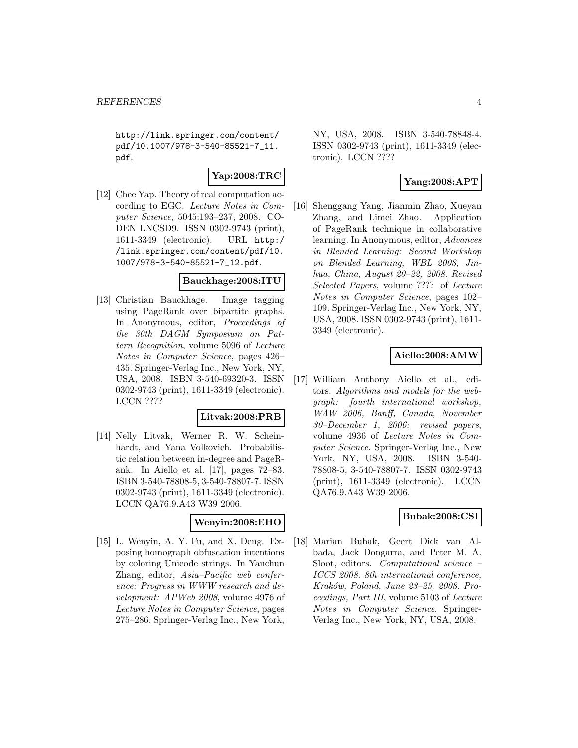http://link.springer.com/content/pdf/10.1007/978-3-540-85521-7_11.pdf.

**Yap:2008:TRC**

[12] Chee Yap. Theory of real computation according to EGC. *Lecture Notes in Computer Science*, 5045:193–237, 2008. CODEN LNCSD9. ISSN 0302-9743 (print), 1611-3349 (electronic). URL http://link.springer.com/content/pdf/10.1007/978-3-540-85521-7_12.pdf.

**Bauckhage:2008:ITU**

[13] Christian Bauckhage. Image tagging using PageRank over bipartite graphs. In Anonymous, editor, *Proceedings of the 30th DAGM Symposium on Pattern Recognition*, volume 5096 of *Lecture Notes in Computer Science*, pages 426–435. Springer-Verlag Inc., New York, NY, USA, 2008. ISBN 3-540-69320-3. ISSN 0302-9743 (print), 1611-3349 (electronic). LCCN ????

**Litvak:2008:PRB**

[14] Nelly Litvak, Werner R. W. Scheinhardt, and Yana Volkovich. Probabilistic relation between in-degree and PageRank. In Aiello et al. [17], pages 72–83. ISBN 3-540-78808-5, 3-540-78807-7. ISSN 0302-9743 (print), 1611-3349 (electronic). LCCN QA76.9.A43 W39 2006.

**Wenyin:2008:EHO**

[15] L. Wenyin, A. Y. Fu, and X. Deng. Exposing homograph obfuscation intentions by coloring Unicode strings. In Yanchun Zhang, editor, *Asia–Pacific web conference: Progress in WWW research and development: APWeb 2008*, volume 4976 of *Lecture Notes in Computer Science*, pages 275–286. Springer-Verlag Inc., New York, NY, USA, 2008. ISBN 3-540-78848-4. ISSN 0302-9743 (print), 1611-3349 (electronic). LCCN ????

**Yang:2008:APT**

[16] Shenggang Yang, Jianmin Zhao, Xueyan Zhang, and Limei Zhao. Application of PageRank technique in collaborative learning. In Anonymous, editor, *Advances in Blended Learning: Second Workshop on Blended Learning, WBL 2008, Jinhua, China, August 20–22, 2008. Revised Selected Papers*, volume ???? of *Lecture Notes in Computer Science*, pages 102–109. Springer-Verlag Inc., New York, NY, USA, 2008. ISSN 0302-9743 (print), 1611-3349 (electronic).

**Aiello:2008:AMW**

[17] William Anthony Aiello et al., editors. *Algorithms and models for the web-graph: fourth international workshop, WAW 2006, Banff, Canada, November 30–December 1, 2006: revised papers*, volume 4936 of *Lecture Notes in Computer Science*. Springer-Verlag Inc., New York, NY, USA, 2008. ISBN 3-540-78808-5, 3-540-78807-7. ISSN 0302-9743 (print), 1611-3349 (electronic). LCCN QA76.9.A43 W39 2006.

**Bubak:2008:CSI**

[18] Marian Bubak, Geert Dick van Albada, Jack Dongarra, and Peter M. A. Sloot, editors. *Computational science – ICCS 2008. 8th international conference, Kraków, Poland, June 23–25, 2008. Proceedings, Part III*, volume 5103 of *Lecture Notes in Computer Science*. Springer-Verlag Inc., New York, NY, USA, 2008.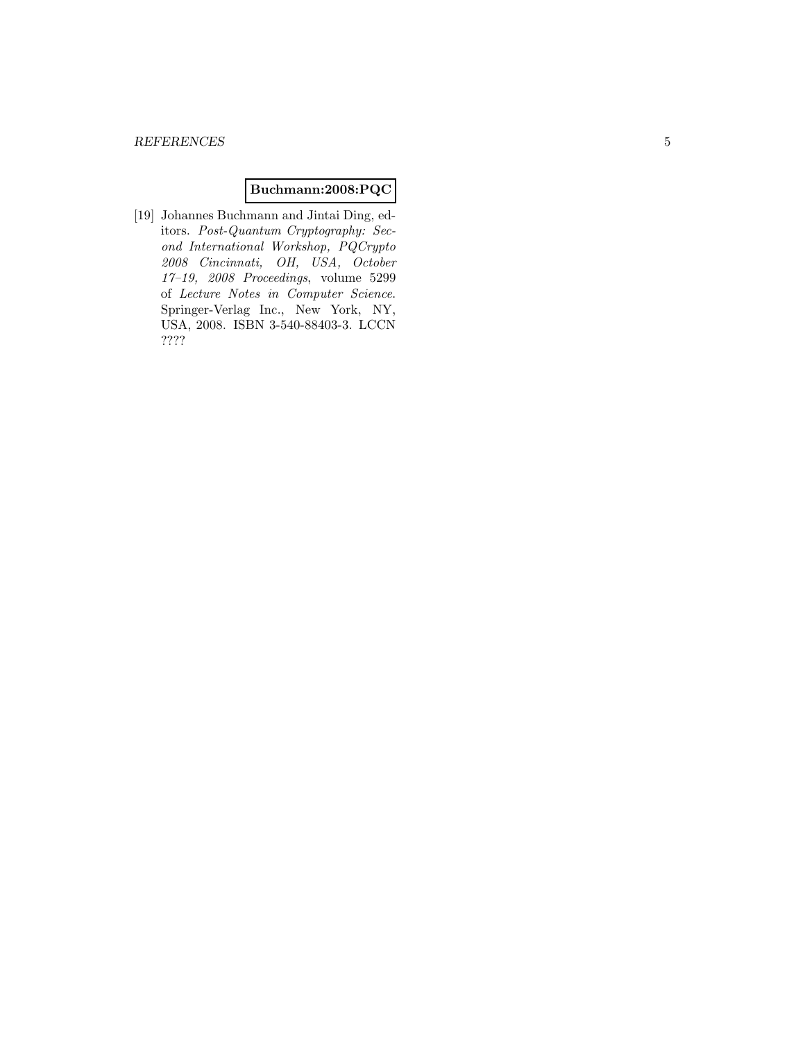**Buchmann:2008:PQC**

[19] Johannes Buchmann and Jintai Ding, editors. *Post-Quantum Cryptography: Second International Workshop, PQCrypto 2008 Cincinnati, OH, USA, October 17–19, 2008 Proceedings*, volume 5299 of *Lecture Notes in Computer Science*. Springer-Verlag Inc., New York, NY, USA, 2008. ISBN 3-540-88403-3. LCCN ????